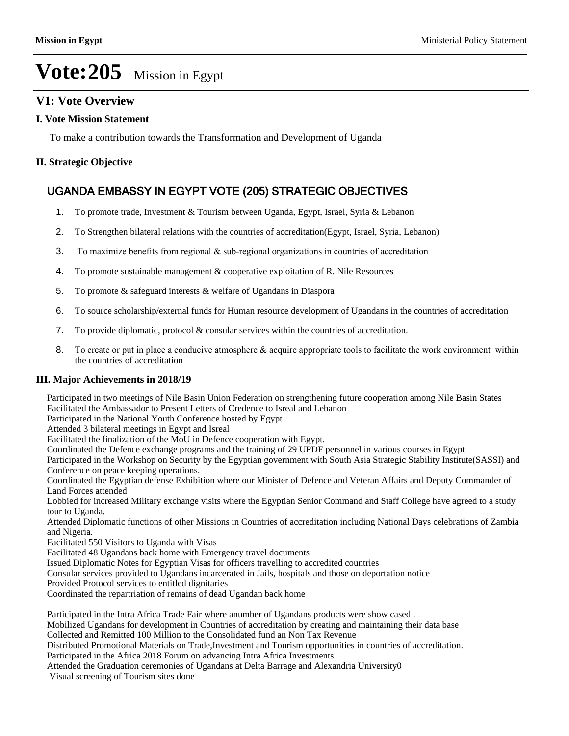# Vote:205 Mission in Egypt

## V1: Vote Overview

### I. Vote Mission Statement

To make a contribution towards the Transformation and Development of Uganda

### II. Strategic Objective

#### UGANDA EMBASSY IN EGYPT VOTE (205) STRATEGIC OBJECTIVES

1. To promote trade, Investment & Tourism between Uganda, Egypt, Israel, Syria & Lebanon
2. To Strengthen bilateral relations with the countries of accreditation(Egypt, Israel, Syria, Lebanon)
3. To maximize benefits from regional & sub-regional organizations in countries of accreditation
4. To promote sustainable management & cooperative exploitation of R. Nile Resources
5. To promote & safeguard interests & welfare of Ugandans in Diaspora
6. To source scholarship/external funds for Human resource development of Ugandans in the countries of accreditation
7. To provide diplomatic, protocol & consular services within the countries of accreditation.
8. To create or put in place a conducive atmosphere & acquire appropriate tools to facilitate the work environment within the countries of accreditation

### III. Major Achievements in 2018/19

Participated in two meetings of Nile Basin Union Federation on strengthening future cooperation among Nile Basin States
Facilitated the Ambassador to Present Letters of Credence to Isreal and Lebanon
Participated in the National Youth Conference hosted by Egypt
Attended 3 bilateral meetings in Egypt and Isreal
Facilitated the finalization of the MoU in Defence cooperation with Egypt.
Coordinated the Defence exchange programs and the training of 29 UPDF personnel in various courses in Egypt.
Participated in the Workshop on Security by the Egyptian government with South Asia Strategic Stability Institute(SASSI) and Conference on peace keeping operations.
Coordinated the Egyptian defense Exhibition where our Minister of Defence and Veteran Affairs and Deputy Commander of Land Forces attended
Lobbied for increased Military exchange visits where the Egyptian Senior Command and Staff College have agreed to a study tour to Uganda.
Attended Diplomatic functions of other Missions in Countries of accreditation including National Days celebrations of Zambia and Nigeria.
Facilitated 550 Visitors to Uganda with Visas
Facilitated 48 Ugandans back home with Emergency travel documents
Issued Diplomatic Notes for Egyptian Visas for officers travelling to accredited countries
Consular services provided to Ugandans incarcerated in Jails, hospitals and those on deportation notice
Provided Protocol services to entitled dignitaries
Coordinated the repartriation of remains of dead Ugandan back home

Participated in the Intra Africa Trade Fair where anumber of Ugandans products were show cased .
Mobilized Ugandans for development in Countries of accreditation by creating and maintaining their data base
Collected and Remitted 100 Million to the Consolidated fund an Non Tax Revenue
Distributed Promotional Materials on Trade,Investment and Tourism opportunities in countries of accreditation.
Participated in the Africa 2018 Forum on advancing Intra Africa Investments
Attended the Graduation ceremonies of Ugandans at Delta Barrage and Alexandria University0
Visual screening of Tourism sites done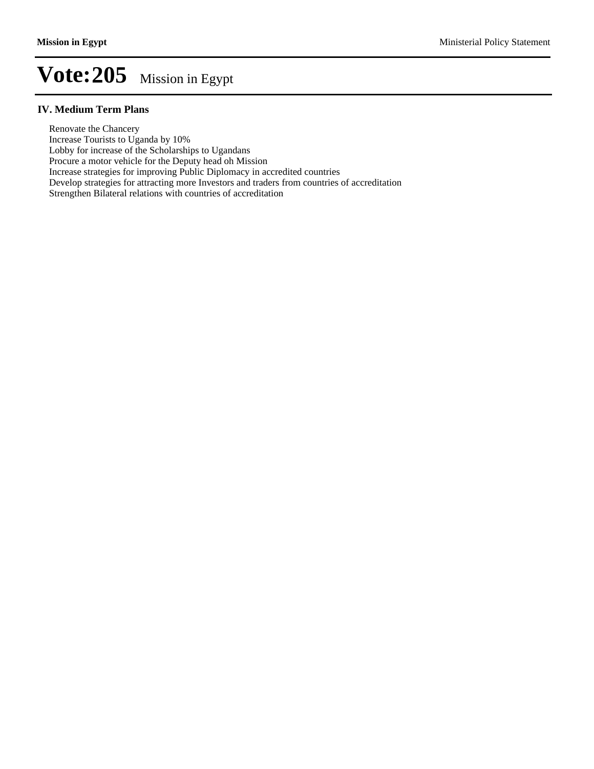# Vote:205 Mission in Egypt

## IV. Medium Term Plans

Renovate the Chancery
Increase Tourists to Uganda by 10%
Lobby for increase of the Scholarships to Ugandans
Procure a motor vehicle for the Deputy head oh Mission
Increase strategies for improving Public Diplomacy in accredited countries
Develop strategies for attracting more Investors and traders from countries of accreditation
Strengthen Bilateral relations with countries of accreditation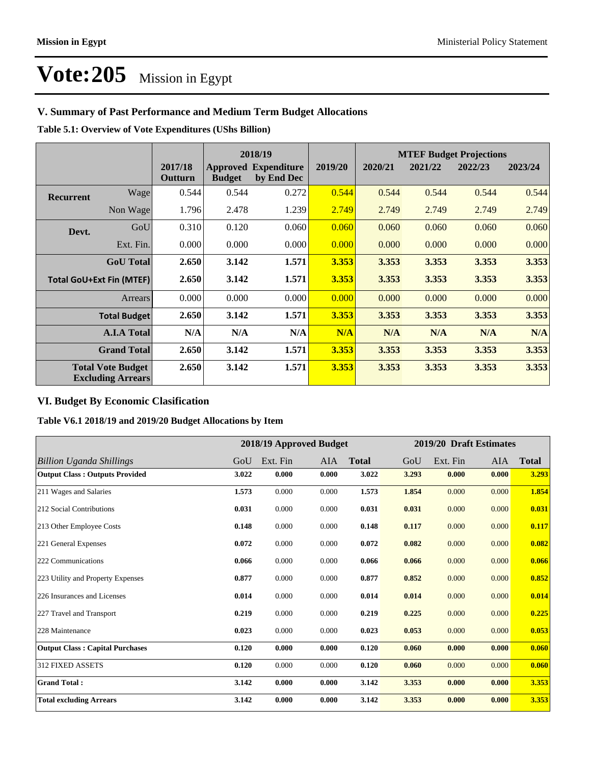# Vote:205 Mission in Egypt

## V. Summary of Past Performance and Medium Term Budget Allocations

**Table 5.1: Overview of Vote Expenditures (UShs Billion)**

| | | | 2018/19 | | | MTEF Budget Projections | | | |
|---|---|---|---|---|---|---|---|---|---|
| | | 2017/18 Outturn | Approved Budget | Expenditure by End Dec | 2019/20 | 2020/21 | 2021/22 | 2022/23 | 2023/24 |
| **Recurrent** | Wage | 0.544 | 0.544 | 0.272 | 0.544 | 0.544 | 0.544 | 0.544 | 0.544 |
| | Non Wage | 1.796 | 2.478 | 1.239 | 2.749 | 2.749 | 2.749 | 2.749 | 2.749 |
| **Devt.** | GoU | 0.310 | 0.120 | 0.060 | 0.060 | 0.060 | 0.060 | 0.060 | 0.060 |
| | Ext. Fin. | 0.000 | 0.000 | 0.000 | 0.000 | 0.000 | 0.000 | 0.000 | 0.000 |
| | **GoU Total** | **2.650** | **3.142** | **1.571** | **3.353** | **3.353** | **3.353** | **3.353** | **3.353** |
| **Total GoU+Ext Fin (MTEF)** | | **2.650** | **3.142** | **1.571** | **3.353** | **3.353** | **3.353** | **3.353** | **3.353** |
| | Arrears | 0.000 | 0.000 | 0.000 | 0.000 | 0.000 | 0.000 | 0.000 | 0.000 |
| | **Total Budget** | **2.650** | **3.142** | **1.571** | **3.353** | **3.353** | **3.353** | **3.353** | **3.353** |
| | **A.I.A Total** | **N/A** | **N/A** | **N/A** | **N/A** | **N/A** | **N/A** | **N/A** | **N/A** |
| | **Grand Total** | **2.650** | **3.142** | **1.571** | **3.353** | **3.353** | **3.353** | **3.353** | **3.353** |
| | **Total Vote Budget Excluding Arrears** | **2.650** | **3.142** | **1.571** | **3.353** | **3.353** | **3.353** | **3.353** | **3.353** |

## VI. Budget By Economic Clasification

**Table V6.1 2018/19 and 2019/20 Budget Allocations by Item**

| | 2018/19 Approved Budget | | | | 2019/20 Draft Estimates | | | |
|---|---|---|---|---|---|---|---|---|
| *Billion Uganda Shillings* | GoU | Ext. Fin | AIA | **Total** | GoU | Ext. Fin | AIA | **Total** |
| **Output Class : Outputs Provided** | **3.022** | **0.000** | **0.000** | **3.022** | **3.293** | **0.000** | **0.000** | **3.293** |
| 211 Wages and Salaries | **1.573** | 0.000 | 0.000 | **1.573** | **1.854** | 0.000 | 0.000 | **1.854** |
| 212 Social Contributions | **0.031** | 0.000 | 0.000 | **0.031** | **0.031** | 0.000 | 0.000 | **0.031** |
| 213 Other Employee Costs | **0.148** | 0.000 | 0.000 | **0.148** | **0.117** | 0.000 | 0.000 | **0.117** |
| 221 General Expenses | **0.072** | 0.000 | 0.000 | **0.072** | **0.082** | 0.000 | 0.000 | **0.082** |
| 222 Communications | **0.066** | 0.000 | 0.000 | **0.066** | **0.066** | 0.000 | 0.000 | **0.066** |
| 223 Utility and Property Expenses | **0.877** | 0.000 | 0.000 | **0.877** | **0.852** | 0.000 | 0.000 | **0.852** |
| 226 Insurances and Licenses | **0.014** | 0.000 | 0.000 | **0.014** | **0.014** | 0.000 | 0.000 | **0.014** |
| 227 Travel and Transport | **0.219** | 0.000 | 0.000 | **0.219** | **0.225** | 0.000 | 0.000 | **0.225** |
| 228 Maintenance | **0.023** | 0.000 | 0.000 | **0.023** | **0.053** | 0.000 | 0.000 | **0.053** |
| **Output Class : Capital Purchases** | **0.120** | **0.000** | **0.000** | **0.120** | **0.060** | **0.000** | **0.000** | **0.060** |
| 312 FIXED ASSETS | **0.120** | 0.000 | 0.000 | **0.120** | **0.060** | 0.000 | 0.000 | **0.060** |
| **Grand Total :** | **3.142** | **0.000** | **0.000** | **3.142** | **3.353** | **0.000** | **0.000** | **3.353** |
| **Total excluding Arrears** | **3.142** | **0.000** | **0.000** | **3.142** | **3.353** | **0.000** | **0.000** | **3.353** |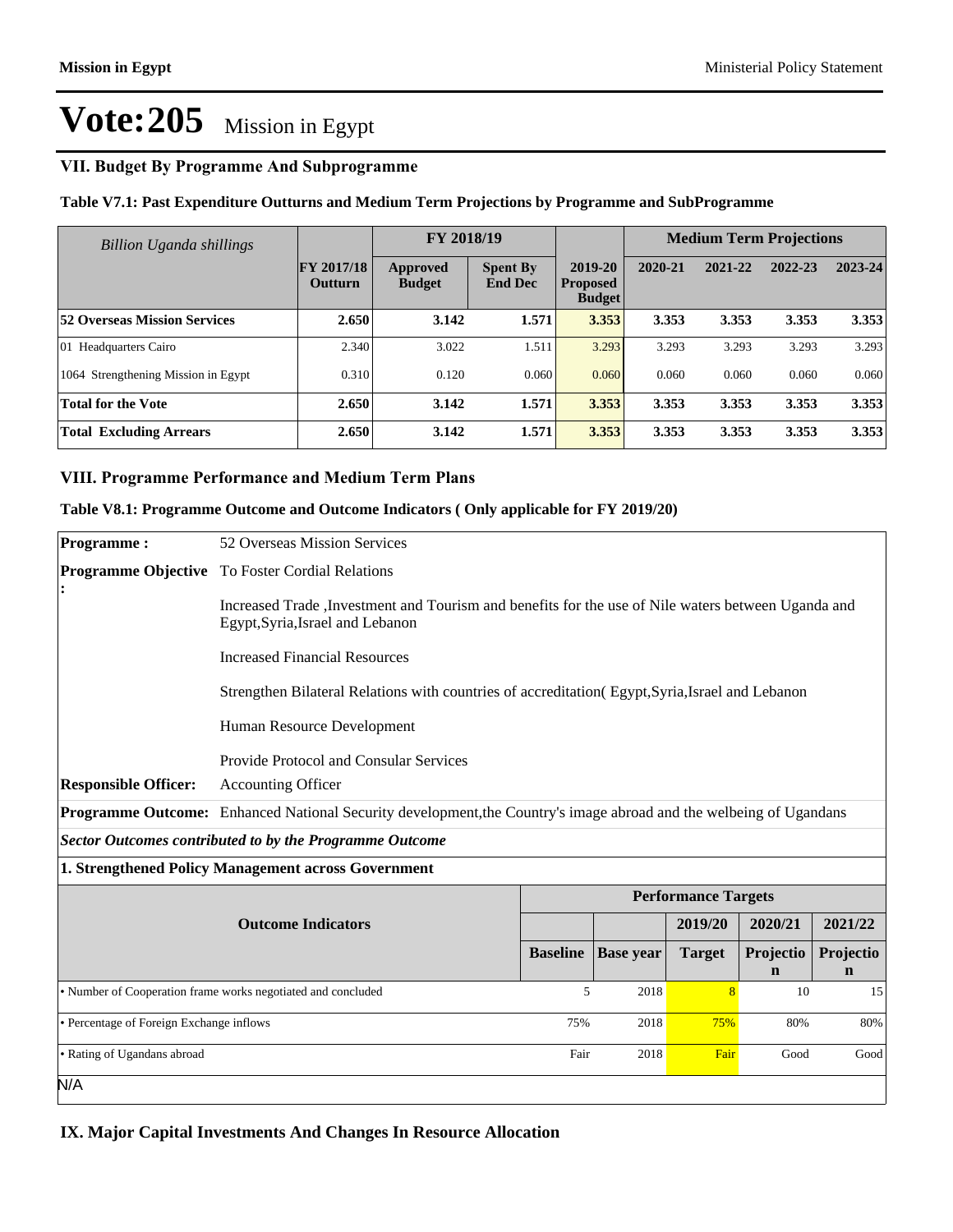# Vote:205 Mission in Egypt

## VII. Budget By Programme And Subprogramme

### Table V7.1: Past Expenditure Outturns and Medium Term Projections by Programme and SubProgramme

| *Billion Uganda shillings* | | FY 2018/19 | | | Medium Term Projections | | | |
|---|---|---|---|---|---|---|---|---|
| | FY 2017/18 Outturn | Approved Budget | Spent By End Dec | 2019-20 Proposed Budget | 2020-21 | 2021-22 | 2022-23 | 2023-24 |
| **52 Overseas Mission Services** | **2.650** | **3.142** | **1.571** | **3.353** | **3.353** | **3.353** | **3.353** | **3.353** |
| 01 Headquarters Cairo | 2.340 | 3.022 | 1.511 | 3.293 | 3.293 | 3.293 | 3.293 | 3.293 |
| 1064 Strengthening Mission in Egypt | 0.310 | 0.120 | 0.060 | 0.060 | 0.060 | 0.060 | 0.060 | 0.060 |
| **Total for the Vote** | **2.650** | **3.142** | **1.571** | **3.353** | **3.353** | **3.353** | **3.353** | **3.353** |
| **Total Excluding Arrears** | **2.650** | **3.142** | **1.571** | **3.353** | **3.353** | **3.353** | **3.353** | **3.353** |

## VIII. Programme Performance and Medium Term Plans

### Table V8.1: Programme Outcome and Outcome Indicators ( Only applicable for FY 2019/20)

**Programme :** 52 Overseas Mission Services

**Programme Objective :** To Foster Cordial Relations

Increased Trade ,Investment and Tourism and benefits for the use of Nile waters between Uganda and Egypt,Syria,Israel and Lebanon

Increased Financial Resources

Strengthen Bilateral Relations with countries of accreditation( Egypt,Syria,Israel and Lebanon

Human Resource Development

Provide Protocol and Consular Services

**Responsible Officer:** Accounting Officer

**Programme Outcome:** Enhanced National Security development,the Country's image abroad and the welbeing of Ugandans

***Sector Outcomes contributed to by the Programme Outcome***

**1. Strengthened Policy Management across Government**

| Outcome Indicators | Performance Targets | | | | |
|---|---|---|---|---|---|
| | | | 2019/20 | 2020/21 | 2021/22 |
| | Baseline | Base year | Target | Projection | Projection |
| • Number of Cooperation frame works negotiated and concluded | 5 | 2018 | 8 | 10 | 15 |
| • Percentage of Foreign Exchange inflows | 75% | 2018 | 75% | 80% | 80% |
| • Rating of Ugandans abroad | Fair | 2018 | Fair | Good | Good |

N/A

## IX. Major Capital Investments And Changes In Resource Allocation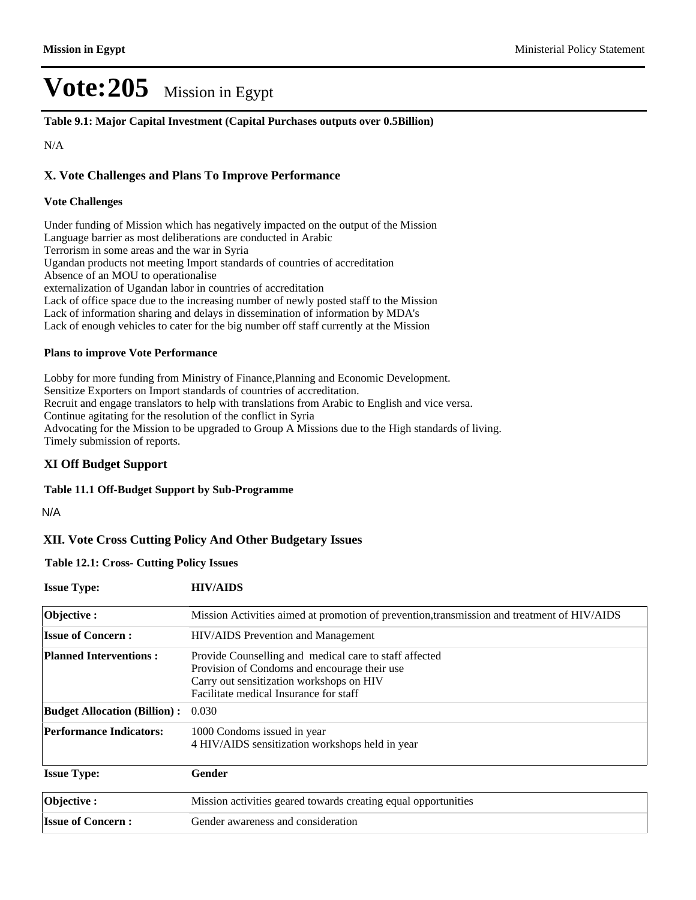# Vote:205 Mission in Egypt

**Table 9.1: Major Capital Investment (Capital Purchases outputs over 0.5Billion)**

N/A

## X. Vote Challenges and Plans To Improve Performance

### Vote Challenges

Under funding of Mission which has negatively impacted on the output of the Mission
Language barrier as most deliberations are conducted in Arabic
Terrorism in some areas and the war in Syria
Ugandan products not meeting Import standards of countries of accreditation
Absence of an MOU to operationalise
externalization of Ugandan labor in countries of accreditation
Lack of office space due to the increasing number of newly posted staff to the Mission
Lack of information sharing and delays in dissemination of information by MDA's
Lack of enough vehicles to cater for the big number off staff currently at the Mission

### Plans to improve Vote Performance

Lobby for more funding from Ministry of Finance,Planning and Economic Development.
Sensitize Exporters on Import standards of countries of accreditation.
Recruit and engage translators to help with translations from Arabic to English and vice versa.
Continue agitating for the resolution of the conflict in Syria
Advocating for the Mission to be upgraded to Group A Missions due to the High standards of living.
Timely submission of reports.

## XI Off Budget Support

**Table 11.1 Off-Budget Support by Sub-Programme**

N/A

## XII. Vote Cross Cutting Policy And Other Budgetary Issues

**Table 12.1: Cross- Cutting Policy Issues**

**Issue Type:** **HIV/AIDS**

| | |
|---|---|
| **Objective :** | Mission Activities aimed at promotion of prevention,transmission and treatment of HIV/AIDS |
| **Issue of Concern :** | HIV/AIDS Prevention and Management |
| **Planned Interventions :** | Provide Counselling and medical care to staff affected<br>Provision of Condoms and encourage their use<br>Carry out sensitization workshops on HIV<br>Facilitate medical Insurance for staff |
| **Budget Allocation (Billion) :** | 0.030 |
| **Performance Indicators:** | 1000 Condoms issued in year<br>4 HIV/AIDS sensitization workshops held in year |

**Issue Type:** **Gender**

| | |
|---|---|
| **Objective :** | Mission activities geared towards creating equal opportunities |
| **Issue of Concern :** | Gender awareness and consideration |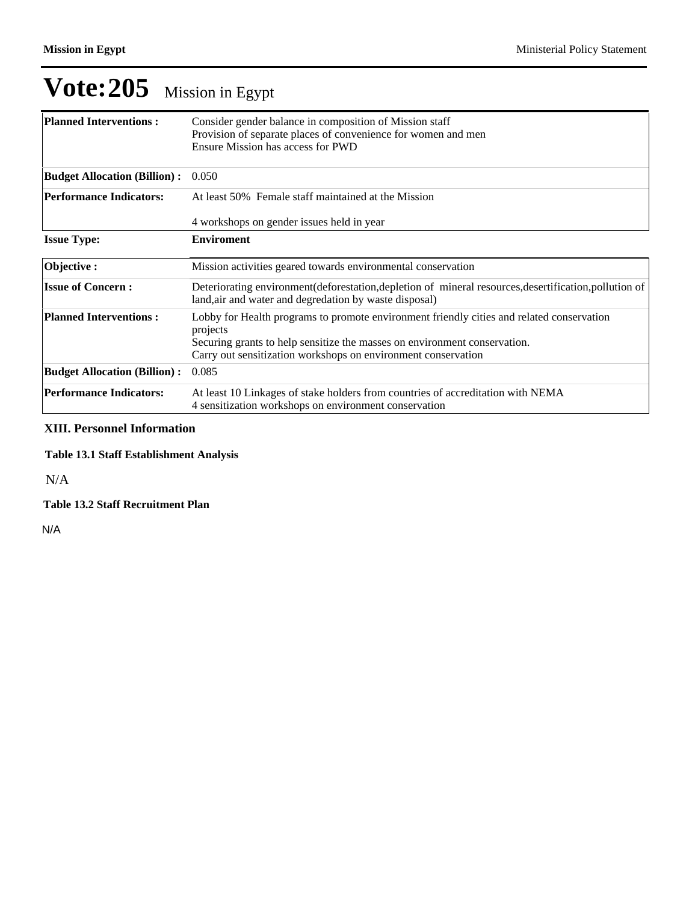# Vote:205 Mission in Egypt

| | |
|---|---|
| **Planned Interventions :** | Consider gender balance in composition of Mission staff<br>Provision of separate places of convenience for women and men<br>Ensure Mission has access for PWD |
| **Budget Allocation (Billion) :** | 0.050 |
| **Performance Indicators:** | At least 50% Female staff maintained at the Mission<br><br>4 workshops on gender issues held in year |

**Issue Type:** **Enviroment**

| | |
|---|---|
| **Objective :** | Mission activities geared towards environmental conservation |
| **Issue of Concern :** | Deteriorating environment(deforestation,depletion of mineral resources,desertification,pollution of land,air and water and degredation by waste disposal) |
| **Planned Interventions :** | Lobby for Health programs to promote environment friendly cities and related conservation projects<br>Securing grants to help sensitize the masses on environment conservation.<br>Carry out sensitization workshops on environment conservation |
| **Budget Allocation (Billion) :** | 0.085 |
| **Performance Indicators:** | At least 10 Linkages of stake holders from countries of accreditation with NEMA<br>4 sensitization workshops on environment conservation |

## XIII. Personnel Information

**Table 13.1 Staff Establishment Analysis**

N/A

**Table 13.2 Staff Recruitment Plan**

N/A